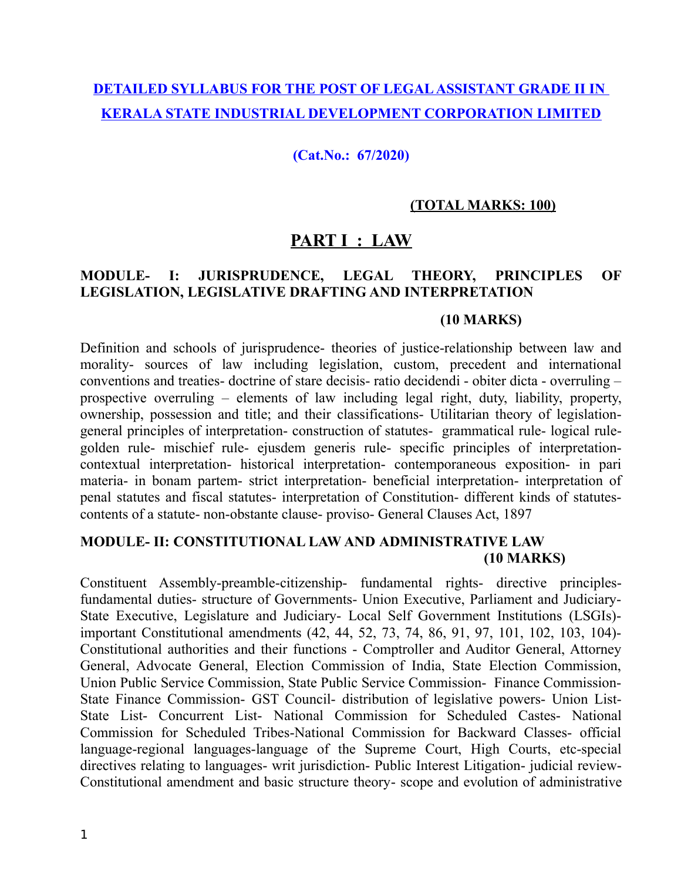# DETAILED SYLLABUS FOR THE POST OF LEGAL ASSISTANT GRADE II IN KERALA STATE INDUSTRIAL DEVELOPMENT CORPORATION LIMITED

**(Cat.No.: 67/2020)**

**(TOTAL MARKS: 100)**

## PART I : LAW

### MODULE- I: JURISPRUDENCE, LEGAL THEORY, PRINCIPLES OF LEGISLATION, LEGISLATIVE DRAFTING AND INTERPRETATION

**(10 MARKS)**

Definition and schools of jurisprudence- theories of justice-relationship between law and morality- sources of law including legislation, custom, precedent and international conventions and treaties- doctrine of stare decisis- ratio decidendi - obiter dicta - overruling – prospective overruling – elements of law including legal right, duty, liability, property, ownership, possession and title; and their classifications- Utilitarian theory of legislation-general principles of interpretation- construction of statutes- grammatical rule- logical rule-golden rule- mischief rule- ejusdem generis rule- specific principles of interpretation-contextual interpretation- historical interpretation- contemporaneous exposition- in pari materia- in bonam partem- strict interpretation- beneficial interpretation- interpretation of penal statutes and fiscal statutes- interpretation of Constitution- different kinds of statutes-contents of a statute- non-obstante clause- proviso- General Clauses Act, 1897

### MODULE- II: CONSTITUTIONAL LAW AND ADMINISTRATIVE LAW

**(10 MARKS)**

Constituent Assembly-preamble-citizenship- fundamental rights- directive principles-fundamental duties- structure of Governments- Union Executive, Parliament and Judiciary-State Executive, Legislature and Judiciary- Local Self Government Institutions (LSGIs)- important Constitutional amendments (42, 44, 52, 73, 74, 86, 91, 97, 101, 102, 103, 104)- Constitutional authorities and their functions - Comptroller and Auditor General, Attorney General, Advocate General, Election Commission of India, State Election Commission, Union Public Service Commission, State Public Service Commission- Finance Commission-State Finance Commission- GST Council- distribution of legislative powers- Union List-State List- Concurrent List- National Commission for Scheduled Castes- National Commission for Scheduled Tribes-National Commission for Backward Classes- official language-regional languages-language of the Supreme Court, High Courts, etc-special directives relating to languages- writ jurisdiction- Public Interest Litigation- judicial review-Constitutional amendment and basic structure theory- scope and evolution of administrative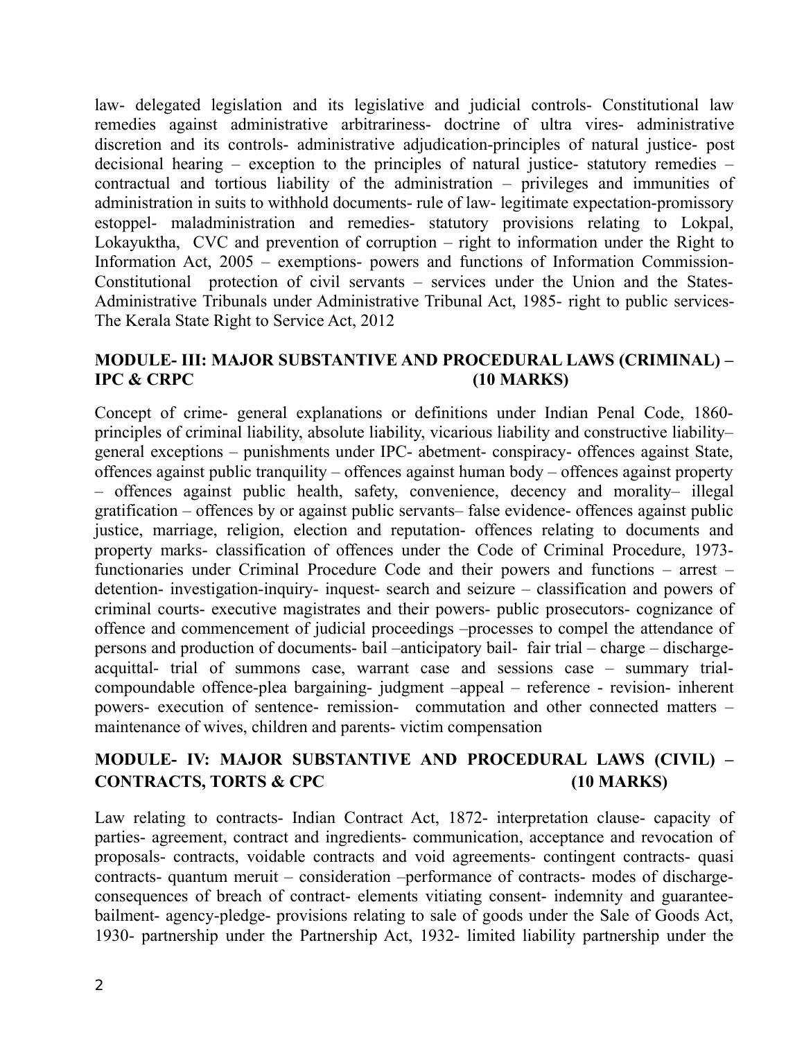law- delegated legislation and its legislative and judicial controls- Constitutional law remedies against administrative arbitrariness- doctrine of ultra vires- administrative discretion and its controls- administrative adjudication-principles of natural justice- post decisional hearing – exception to the principles of natural justice- statutory remedies – contractual and tortious liability of the administration – privileges and immunities of administration in suits to withhold documents- rule of law- legitimate expectation-promissory estoppel- maladministration and remedies- statutory provisions relating to Lokpal, Lokayuktha, CVC and prevention of corruption – right to information under the Right to Information Act, 2005 – exemptions- powers and functions of Information Commission- Constitutional protection of civil servants – services under the Union and the States- Administrative Tribunals under Administrative Tribunal Act, 1985- right to public services- The Kerala State Right to Service Act, 2012

## MODULE- III: MAJOR SUBSTANTIVE AND PROCEDURAL LAWS (CRIMINAL) – IPC & CRPC (10 MARKS)

Concept of crime- general explanations or definitions under Indian Penal Code, 1860- principles of criminal liability, absolute liability, vicarious liability and constructive liability– general exceptions – punishments under IPC- abetment- conspiracy- offences against State, offences against public tranquility – offences against human body – offences against property – offences against public health, safety, convenience, decency and morality– illegal gratification – offences by or against public servants– false evidence- offences against public justice, marriage, religion, election and reputation- offences relating to documents and property marks- classification of offences under the Code of Criminal Procedure, 1973- functionaries under Criminal Procedure Code and their powers and functions – arrest – detention- investigation-inquiry- inquest- search and seizure – classification and powers of criminal courts- executive magistrates and their powers- public prosecutors- cognizance of offence and commencement of judicial proceedings –processes to compel the attendance of persons and production of documents- bail –anticipatory bail- fair trial – charge – discharge- acquittal- trial of summons case, warrant case and sessions case – summary trial- compoundable offence-plea bargaining- judgment –appeal – reference - revision- inherent powers- execution of sentence- remission- commutation and other connected matters – maintenance of wives, children and parents- victim compensation

## MODULE- IV: MAJOR SUBSTANTIVE AND PROCEDURAL LAWS (CIVIL) – CONTRACTS, TORTS & CPC (10 MARKS)

Law relating to contracts- Indian Contract Act, 1872- interpretation clause- capacity of parties- agreement, contract and ingredients- communication, acceptance and revocation of proposals- contracts, voidable contracts and void agreements- contingent contracts- quasi contracts- quantum meruit – consideration –performance of contracts- modes of discharge- consequences of breach of contract- elements vitiating consent- indemnity and guarantee- bailment- agency-pledge- provisions relating to sale of goods under the Sale of Goods Act, 1930- partnership under the Partnership Act, 1932- limited liability partnership under the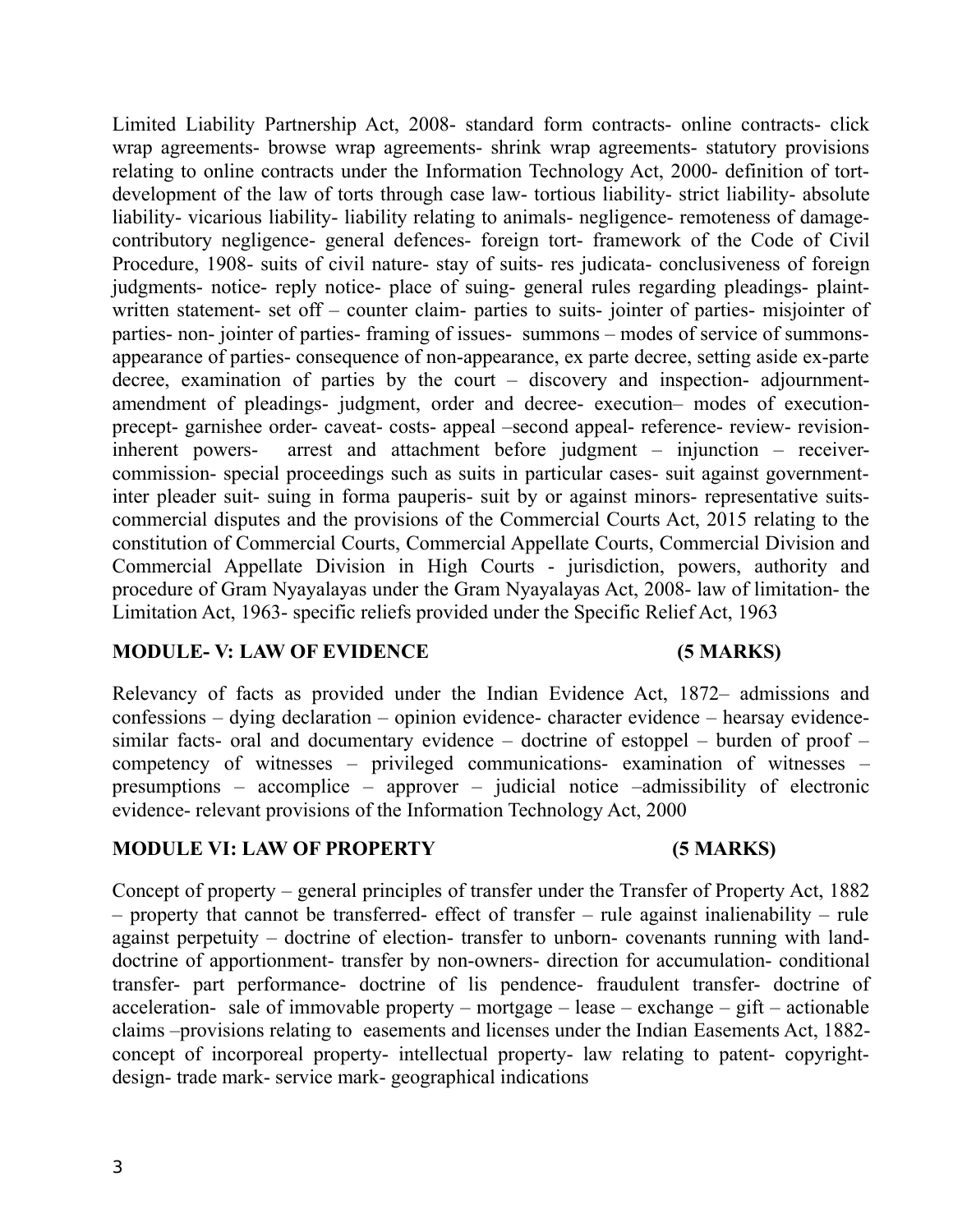Limited Liability Partnership Act, 2008- standard form contracts- online contracts- click wrap agreements- browse wrap agreements- shrink wrap agreements- statutory provisions relating to online contracts under the Information Technology Act, 2000- definition of tort- development of the law of torts through case law- tortious liability- strict liability- absolute liability- vicarious liability- liability relating to animals- negligence- remoteness of damage- contributory negligence- general defences- foreign tort- framework of the Code of Civil Procedure, 1908- suits of civil nature- stay of suits- res judicata- conclusiveness of foreign judgments- notice- reply notice- place of suing- general rules regarding pleadings- plaint- written statement- set off – counter claim- parties to suits- jointer of parties- misjointer of parties- non- jointer of parties- framing of issues- summons – modes of service of summons- appearance of parties- consequence of non-appearance, ex parte decree, setting aside ex-parte decree, examination of parties by the court – discovery and inspection- adjournment- amendment of pleadings- judgment, order and decree- execution– modes of execution- precept- garnishee order- caveat- costs- appeal –second appeal- reference- review- revision- inherent powers- arrest and attachment before judgment – injunction – receiver- commission- special proceedings such as suits in particular cases- suit against government- inter pleader suit- suing in forma pauperis- suit by or against minors- representative suits- commercial disputes and the provisions of the Commercial Courts Act, 2015 relating to the constitution of Commercial Courts, Commercial Appellate Courts, Commercial Division and Commercial Appellate Division in High Courts - jurisdiction, powers, authority and procedure of Gram Nyayalayas under the Gram Nyayalayas Act, 2008- law of limitation- the Limitation Act, 1963- specific reliefs provided under the Specific Relief Act, 1963

**MODULE- V: LAW OF EVIDENCE (5 MARKS)**

Relevancy of facts as provided under the Indian Evidence Act, 1872– admissions and confessions – dying declaration – opinion evidence- character evidence – hearsay evidence- similar facts- oral and documentary evidence – doctrine of estoppel – burden of proof – competency of witnesses – privileged communications- examination of witnesses – presumptions – accomplice – approver – judicial notice –admissibility of electronic evidence- relevant provisions of the Information Technology Act, 2000

**MODULE VI: LAW OF PROPERTY (5 MARKS)**

Concept of property – general principles of transfer under the Transfer of Property Act, 1882 – property that cannot be transferred- effect of transfer – rule against inalienability – rule against perpetuity – doctrine of election- transfer to unborn- covenants running with land- doctrine of apportionment- transfer by non-owners- direction for accumulation- conditional transfer- part performance- doctrine of lis pendence- fraudulent transfer- doctrine of acceleration- sale of immovable property – mortgage – lease – exchange – gift – actionable claims –provisions relating to easements and licenses under the Indian Easements Act, 1882- concept of incorporeal property- intellectual property- law relating to patent- copyright- design- trade mark- service mark- geographical indications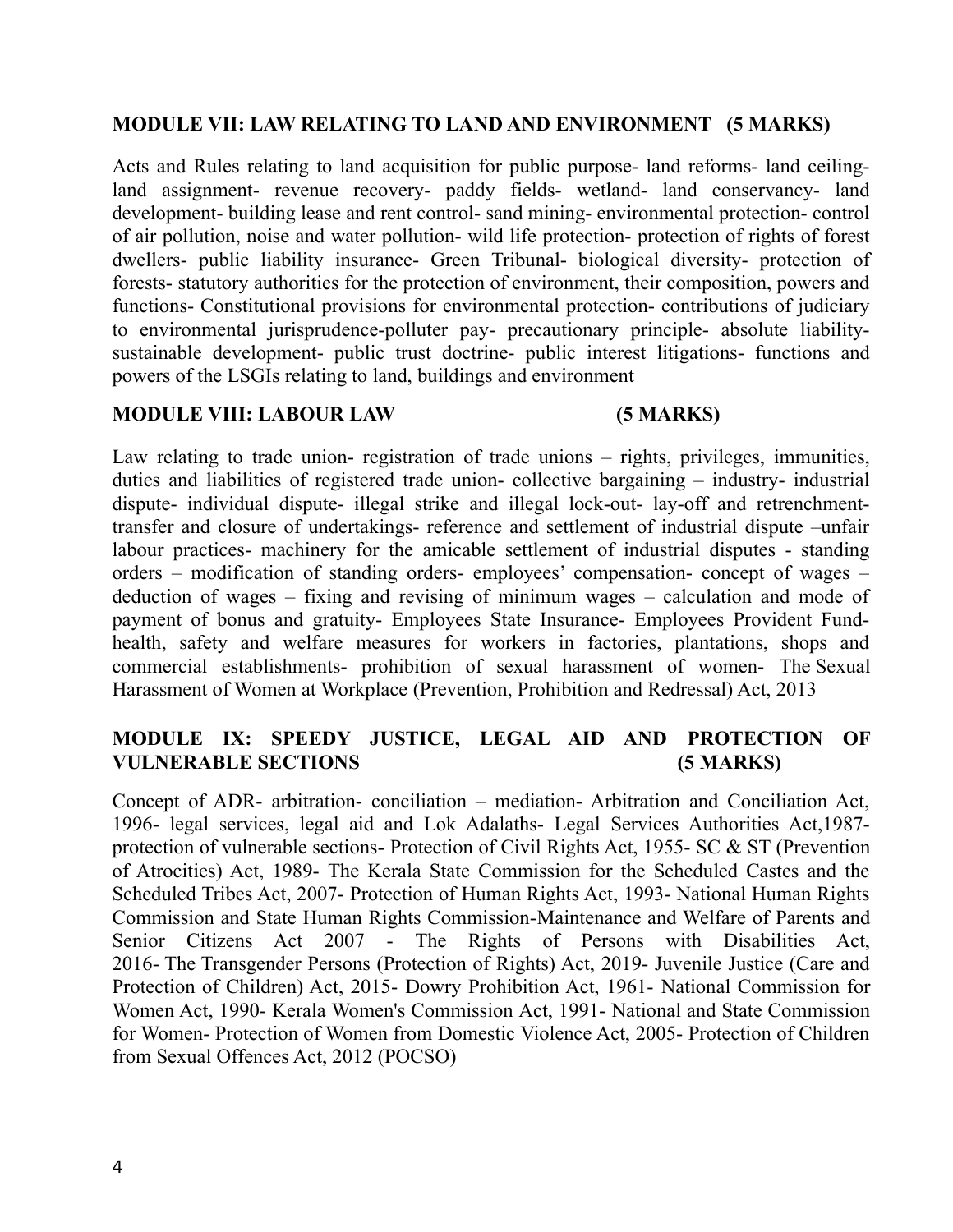**MODULE VII: LAW RELATING TO LAND AND ENVIRONMENT (5 MARKS)**

Acts and Rules relating to land acquisition for public purpose- land reforms- land ceiling- land assignment- revenue recovery- paddy fields- wetland- land conservancy- land development- building lease and rent control- sand mining- environmental protection- control of air pollution, noise and water pollution- wild life protection- protection of rights of forest dwellers- public liability insurance- Green Tribunal- biological diversity- protection of forests- statutory authorities for the protection of environment, their composition, powers and functions- Constitutional provisions for environmental protection- contributions of judiciary to environmental jurisprudence-polluter pay- precautionary principle- absolute liability- sustainable development- public trust doctrine- public interest litigations- functions and powers of the LSGIs relating to land, buildings and environment

**MODULE VIII: LABOUR LAW (5 MARKS)**

Law relating to trade union- registration of trade unions – rights, privileges, immunities, duties and liabilities of registered trade union- collective bargaining – industry- industrial dispute- individual dispute- illegal strike and illegal lock-out- lay-off and retrenchment- transfer and closure of undertakings- reference and settlement of industrial dispute –unfair labour practices- machinery for the amicable settlement of industrial disputes - standing orders – modification of standing orders- employees' compensation- concept of wages – deduction of wages – fixing and revising of minimum wages – calculation and mode of payment of bonus and gratuity- Employees State Insurance- Employees Provident Fund- health, safety and welfare measures for workers in factories, plantations, shops and commercial establishments- prohibition of sexual harassment of women- The Sexual Harassment of Women at Workplace (Prevention, Prohibition and Redressal) Act, 2013

**MODULE IX: SPEEDY JUSTICE, LEGAL AID AND PROTECTION OF VULNERABLE SECTIONS (5 MARKS)**

Concept of ADR- arbitration- conciliation – mediation- Arbitration and Conciliation Act, 1996- legal services, legal aid and Lok Adalaths- Legal Services Authorities Act,1987- protection of vulnerable sections**-** Protection of Civil Rights Act, 1955- SC & ST (Prevention of Atrocities) Act, 1989- The Kerala State Commission for the Scheduled Castes and the Scheduled Tribes Act, 2007- Protection of Human Rights Act, 1993- National Human Rights Commission and State Human Rights Commission-Maintenance and Welfare of Parents and Senior Citizens Act 2007 - The Rights of Persons with Disabilities Act, 2016- The Transgender Persons (Protection of Rights) Act, 2019- Juvenile Justice (Care and Protection of Children) Act, 2015- Dowry Prohibition Act, 1961- National Commission for Women Act, 1990- Kerala Women's Commission Act, 1991- National and State Commission for Women- Protection of Women from Domestic Violence Act, 2005- Protection of Children from Sexual Offences Act, 2012 (POCSO)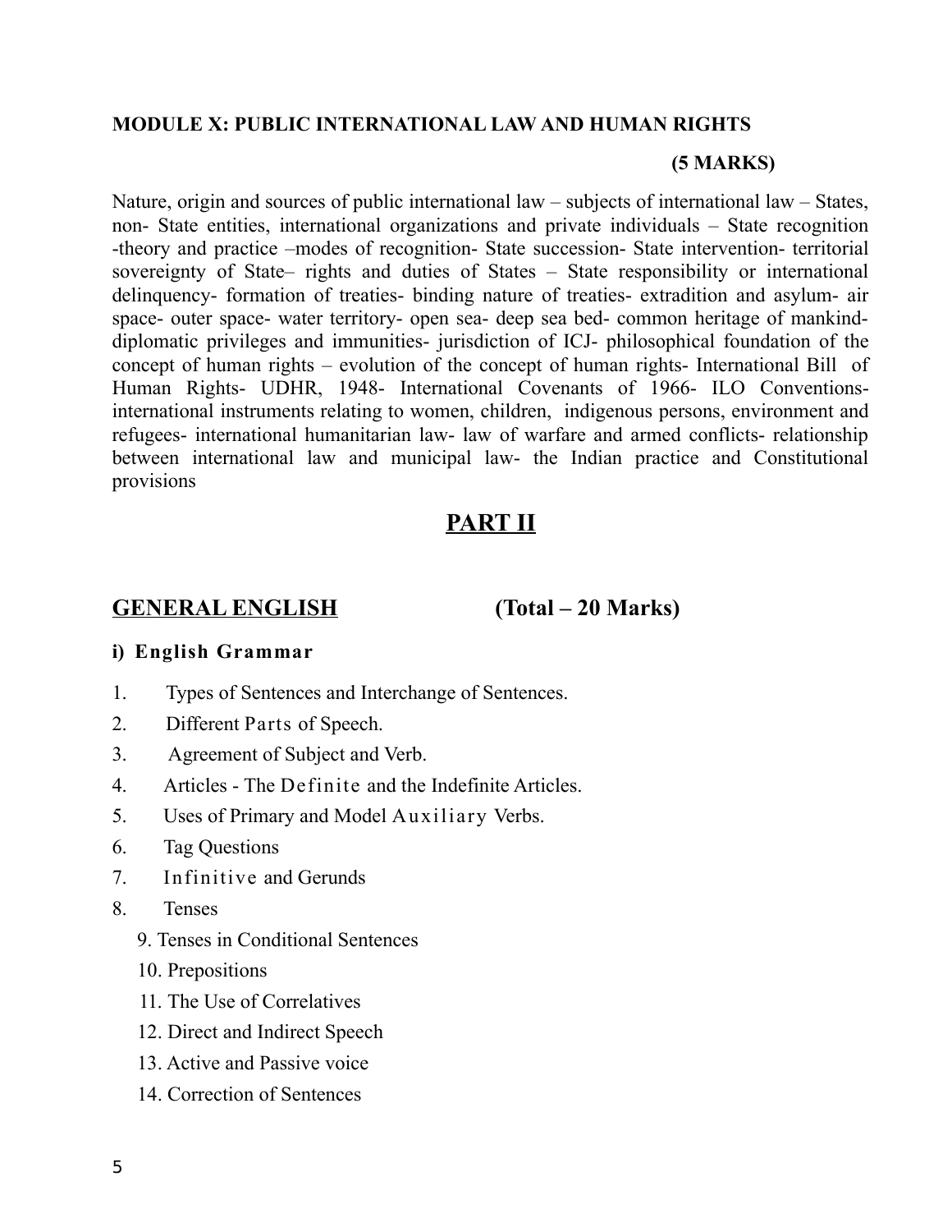**MODULE X: PUBLIC INTERNATIONAL LAW AND HUMAN RIGHTS**

**(5 MARKS)**

Nature, origin and sources of public international law – subjects of international law – States, non- State entities, international organizations and private individuals – State recognition -theory and practice –modes of recognition- State succession- State intervention- territorial sovereignty of State– rights and duties of States – State responsibility or international delinquency- formation of treaties- binding nature of treaties- extradition and asylum- air space- outer space- water territory- open sea- deep sea bed- common heritage of mankind- diplomatic privileges and immunities- jurisdiction of ICJ- philosophical foundation of the concept of human rights – evolution of the concept of human rights- International Bill of Human Rights- UDHR, 1948- International Covenants of 1966- ILO Conventions- international instruments relating to women, children, indigenous persons, environment and refugees- international humanitarian law- law of warfare and armed conflicts- relationship between international law and municipal law- the Indian practice and Constitutional provisions

# PART II

## GENERAL ENGLISH (Total – 20 Marks)

**i) English Grammar**

1. Types of Sentences and Interchange of Sentences.
2. Different Parts of Speech.
3. Agreement of Subject and Verb.
4. Articles - The Definite and the Indefinite Articles.
5. Uses of Primary and Model Auxiliary Verbs.
6. Tag Questions
7. Infinitive and Gerunds
8. Tenses
9. Tenses in Conditional Sentences
10. Prepositions
11. The Use of Correlatives
12. Direct and Indirect Speech
13. Active and Passive voice
14. Correction of Sentences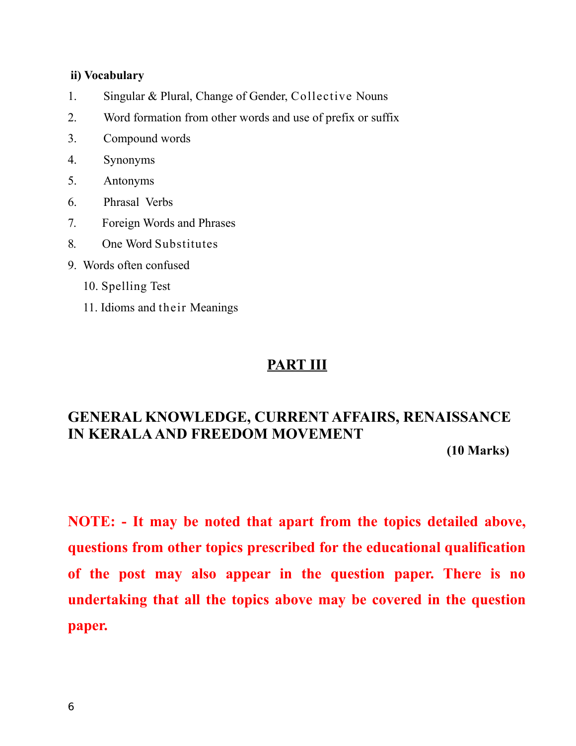**ii) Vocabulary**

1. Singular & Plural, Change of Gender, Collective Nouns
2. Word formation from other words and use of prefix or suffix
3. Compound words
4. Synonyms
5. Antonyms
6. Phrasal Verbs
7. Foreign Words and Phrases
8. One Word Substitutes
9. Words often confused
10. Spelling Test
11. Idioms and their Meanings

## PART III

## GENERAL KNOWLEDGE, CURRENT AFFAIRS, RENAISSANCE IN KERALA AND FREEDOM MOVEMENT

**(10 Marks)**

**NOTE: - It may be noted that apart from the topics detailed above, questions from other topics prescribed for the educational qualification of the post may also appear in the question paper. There is no undertaking that all the topics above may be covered in the question paper.**